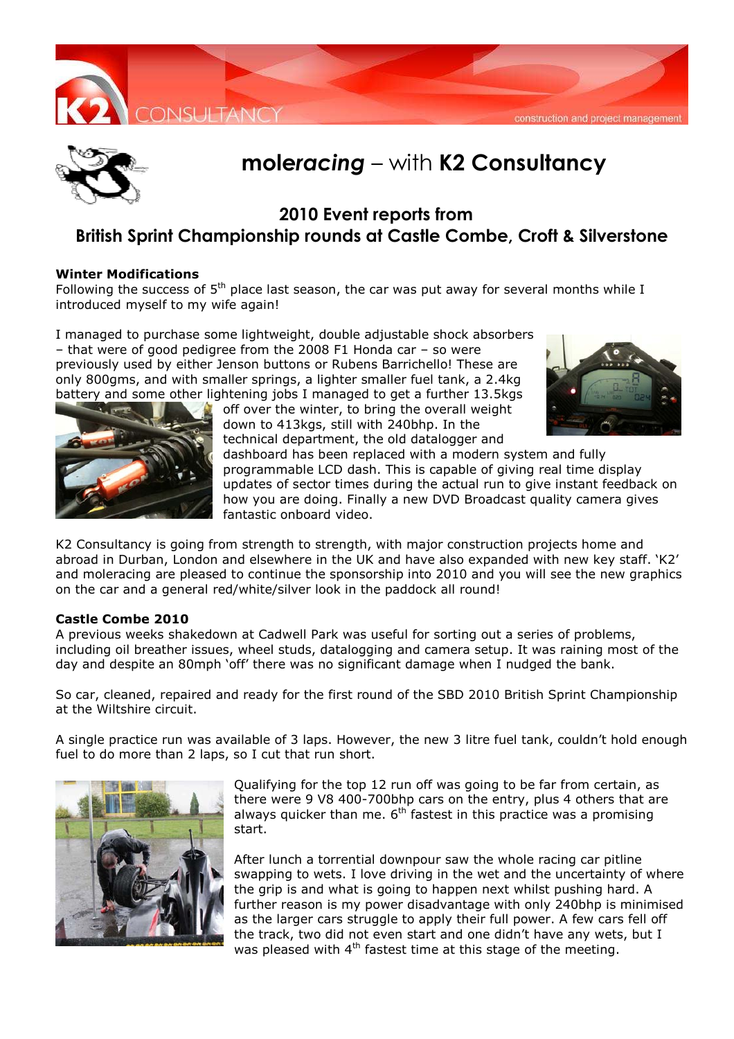# mole*racing* – with **K2 Consultancy**

## 2010 Event reports from British Sprint Championship rounds at Castle Combe, Croft & Silverstone

**Winter Modifications**

Following the success of 5th place last season, the car was put away for several months while I introduced myself to my wife again!

I managed to purchase some lightweight, double adjustable shock absorbers – that were of good pedigree from the 2008 F1 Honda car – so were previously used by either Jenson buttons or Rubens Barrichello! These are only 800gms, and with smaller springs, a lighter smaller fuel tank, a 2.4kg battery and some other lightening jobs I managed to get a further 13.5kgs off over the winter, to bring the overall weight down to 413kgs, still with 240bhp. In the technical department, the old datalogger and dashboard has been replaced with a modern system and fully programmable LCD dash. This is capable of giving real time display updates of sector times during the actual run to give instant feedback on how you are doing. Finally a new DVD Broadcast quality camera gives fantastic onboard video.

K2 Consultancy is going from strength to strength, with major construction projects home and abroad in Durban, London and elsewhere in the UK and have also expanded with new key staff. 'K2' and moleracing are pleased to continue the sponsorship into 2010 and you will see the new graphics on the car and a general red/white/silver look in the paddock all round!

**Castle Combe 2010**

A previous weeks shakedown at Cadwell Park was useful for sorting out a series of problems, including oil breather issues, wheel studs, datalogging and camera setup. It was raining most of the day and despite an 80mph 'off' there was no significant damage when I nudged the bank.

So car, cleaned, repaired and ready for the first round of the SBD 2010 British Sprint Championship at the Wiltshire circuit.

A single practice run was available of 3 laps. However, the new 3 litre fuel tank, couldn't hold enough fuel to do more than 2 laps, so I cut that run short.

Qualifying for the top 12 run off was going to be far from certain, as there were 9 V8 400-700bhp cars on the entry, plus 4 others that are always quicker than me. 6th fastest in this practice was a promising start.

After lunch a torrential downpour saw the whole racing car pitline swapping to wets. I love driving in the wet and the uncertainty of where the grip is and what is going to happen next whilst pushing hard. A further reason is my power disadvantage with only 240bhp is minimised as the larger cars struggle to apply their full power. A few cars fell off the track, two did not even start and one didn't have any wets, but I was pleased with 4th fastest time at this stage of the meeting.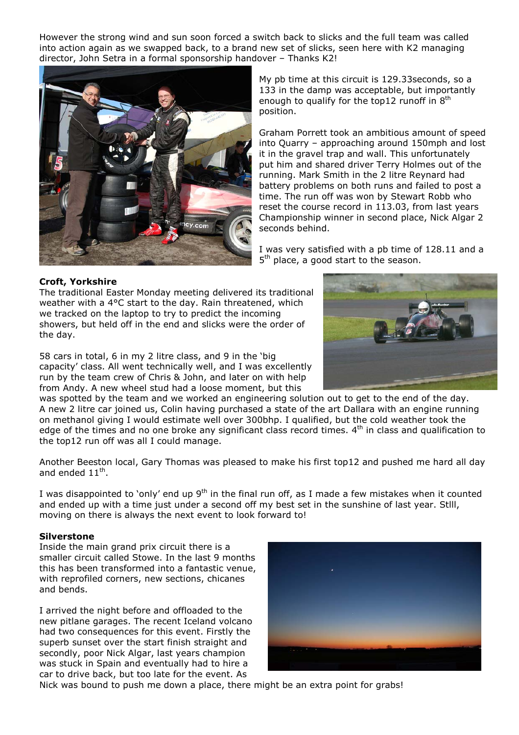However the strong wind and sun soon forced a switch back to slicks and the full team was called into action again as we swapped back, to a brand new set of slicks, seen here with K2 managing director, John Setra in a formal sponsorship handover – Thanks K2!

My pb time at this circuit is 129.33seconds, so a 133 in the damp was acceptable, but importantly enough to qualify for the top12 runoff in 8th position.

Graham Porrett took an ambitious amount of speed into Quarry – approaching around 150mph and lost it in the gravel trap and wall. This unfortunately put him and shared driver Terry Holmes out of the running. Mark Smith in the 2 litre Reynard had battery problems on both runs and failed to post a time. The run off was won by Stewart Robb who reset the course record in 113.03, from last years Championship winner in second place, Nick Algar 2 seconds behind.

I was very satisfied with a pb time of 128.11 and a 5th place, a good start to the season.

**Croft, Yorkshire**

The traditional Easter Monday meeting delivered its traditional weather with a 4°C start to the day. Rain threatened, which we tracked on the laptop to try to predict the incoming showers, but held off in the end and slicks were the order of the day.

58 cars in total, 6 in my 2 litre class, and 9 in the 'big capacity' class. All went technically well, and I was excellently run by the team crew of Chris & John, and later on with help from Andy. A new wheel stud had a loose moment, but this was spotted by the team and we worked an engineering solution out to get to the end of the day. A new 2 litre car joined us, Colin having purchased a state of the art Dallara with an engine running on methanol giving I would estimate well over 300bhp. I qualified, but the cold weather took the edge of the times and no one broke any significant class record times. 4th in class and qualification to the top12 run off was all I could manage.

Another Beeston local, Gary Thomas was pleased to make his first top12 and pushed me hard all day and ended 11th.

I was disappointed to 'only' end up 9th in the final run off, as I made a few mistakes when it counted and ended up with a time just under a second off my best set in the sunshine of last year. StIll, moving on there is always the next event to look forward to!

**Silverstone**

Inside the main grand prix circuit there is a smaller circuit called Stowe. In the last 9 months this has been transformed into a fantastic venue, with reprofiled corners, new sections, chicanes and bends.

I arrived the night before and offloaded to the new pitlane garages. The recent Iceland volcano had two consequences for this event. Firstly the superb sunset over the start finish straight and secondly, poor Nick Algar, last years champion was stuck in Spain and eventually had to hire a car to drive back, but too late for the event. As Nick was bound to push me down a place, there might be an extra point for grabs!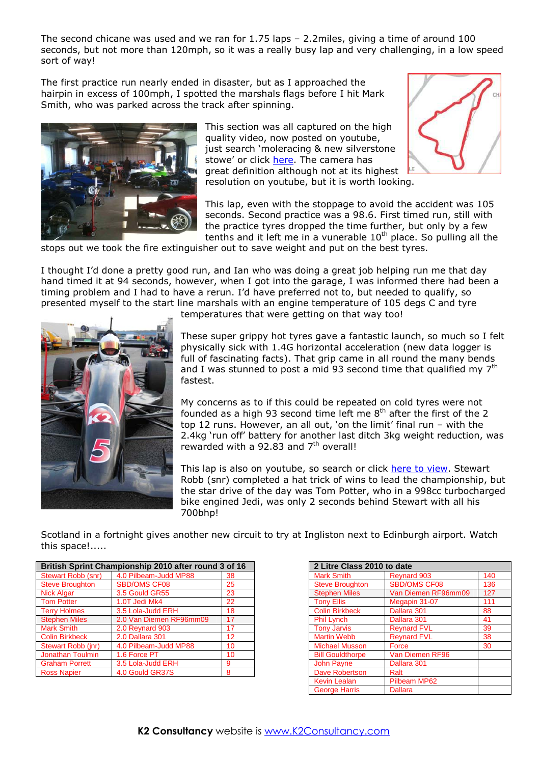The second chicane was used and we ran for 1.75 laps – 2.2miles, giving a time of around 100 seconds, but not more than 120mph, so it was a really busy lap and very challenging, in a low speed sort of way!

The first practice run nearly ended in disaster, but as I approached the hairpin in excess of 100mph, I spotted the marshals flags before I hit Mark Smith, who was parked across the track after spinning.

This section was all captured on the high quality video, now posted on youtube, just search 'moleracing & new silverstone stowe' or click here. The camera has great definition although not at its highest resolution on youtube, but it is worth looking.

This lap, even with the stoppage to avoid the accident was 105 seconds. Second practice was a 98.6. First timed run, still with the practice tyres dropped the time further, but only by a few tenths and it left me in a vunerable 10th place. So pulling all the stops out we took the fire extinguisher out to save weight and put on the best tyres.

I thought I'd done a pretty good run, and Ian who was doing a great job helping run me that day hand timed it at 94 seconds, however, when I got into the garage, I was informed there had been a timing problem and I had to have a rerun. I'd have preferred not to, but needed to qualify, so presented myself to the start line marshals with an engine temperature of 105 degs C and tyre temperatures that were getting on that way too!

These super grippy hot tyres gave a fantastic launch, so much so I felt physically sick with 1.4G horizontal acceleration (new data logger is full of fascinating facts). That grip came in all round the many bends and I was stunned to post a mid 93 second time that qualified my 7th fastest.

My concerns as to if this could be repeated on cold tyres were not founded as a high 93 second time left me 8th after the first of the 2 top 12 runs. However, an all out, 'on the limit' final run – with the 2.4kg 'run off' battery for another last ditch 3kg weight reduction, was rewarded with a 92.83 and 7th overall!

This lap is also on youtube, so search or click here to view. Stewart Robb (snr) completed a hat trick of wins to lead the championship, but the star drive of the day was Tom Potter, who in a 998cc turbocharged bike engined Jedi, was only 2 seconds behind Stewart with all his 700bhp!

Scotland in a fortnight gives another new circuit to try at Ingliston next to Edinburgh airport. Watch this space!.....

| British Sprint Championship 2010 after round 3 of 16 | | |
|---|---|---|
| Stewart Robb (snr) | 4.0 Pilbeam-Judd MP88 | 38 |
| Steve Broughton | SBD/OMS CF08 | 25 |
| Nick Algar | 3.5 Gould GR55 | 23 |
| Tom Potter | 1.0T Jedi Mk4 | 22 |
| Terry Holmes | 3.5 Lola-Judd ERH | 18 |
| Stephen Miles | 2.0 Van Diemen RF96mm09 | 17 |
| Mark Smith | 2.0 Reynard 903 | 17 |
| Colin Birkbeck | 2.0 Dallara 301 | 12 |
| Stewart Robb (jnr) | 4.0 Pilbeam-Judd MP88 | 10 |
| Jonathan Toulmin | 1.6 Force PT | 10 |
| Graham Porrett | 3.5 Lola-Judd ERH | 9 |
| Ross Napier | 4.0 Gould GR37S | 8 |

| 2 Litre Class 2010 to date | | |
|---|---|---|
| Mark Smith | Reynard 903 | 140 |
| Steve Broughton | SBD/OMS CF08 | 136 |
| Stephen Miles | Van Diemen RF96mm09 | 127 |
| Tony Ellis | Megapin 31-07 | 111 |
| Colin Birkbeck | Dallara 301 | 88 |
| Phil Lynch | Dallara 301 | 41 |
| Tony Jarvis | Reynard FVL | 39 |
| Martin Webb | Reynard FVL | 38 |
| Michael Musson | Force | 30 |
| Bill Gouldthorpe | Van Diemen RF96 | |
| John Payne | Dallara 301 | |
| Dave Robertson | Ralt | |
| Kevin Lealan | Pilbeam MP62 | |
| George Harris | Dallara | |

**K2 Consultancy** website is www.K2Consultancy.com